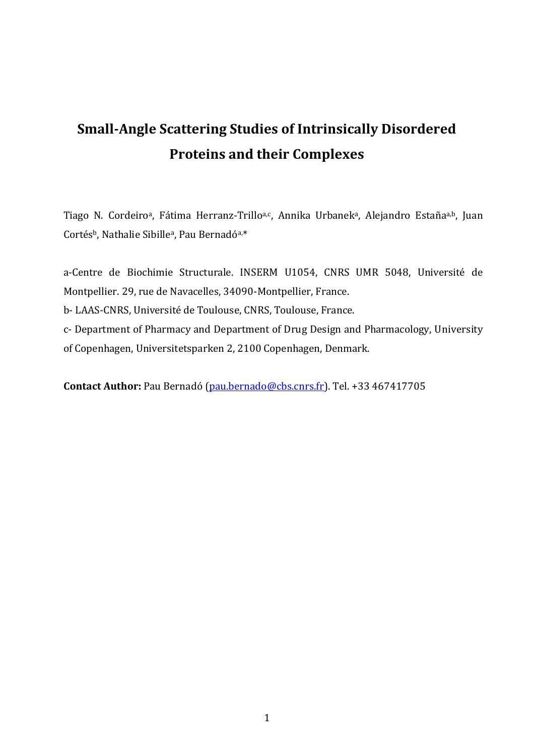# Small-Angle Scattering Studies of Intrinsically Disordered Proteins and their Complexes

Tiago N. Cordeiro[a], Fátima Herranz-Trillo[a,c], Annika Urbanek[a], Alejandro Estaña[a,b], Juan Cortés[b], Nathalie Sibille[a], Pau Bernadó[a,*]

a-Centre de Biochimie Structurale. INSERM U1054, CNRS UMR 5048, Université de Montpellier. 29, rue de Navacelles, 34090-Montpellier, France.

b- LAAS-CNRS, Université de Toulouse, CNRS, Toulouse, France.

c- Department of Pharmacy and Department of Drug Design and Pharmacology, University of Copenhagen, Universitetsparken 2, 2100 Copenhagen, Denmark.

**Contact Author:** Pau Bernadó (pau.bernado@cbs.cnrs.fr). Tel. +33 467417705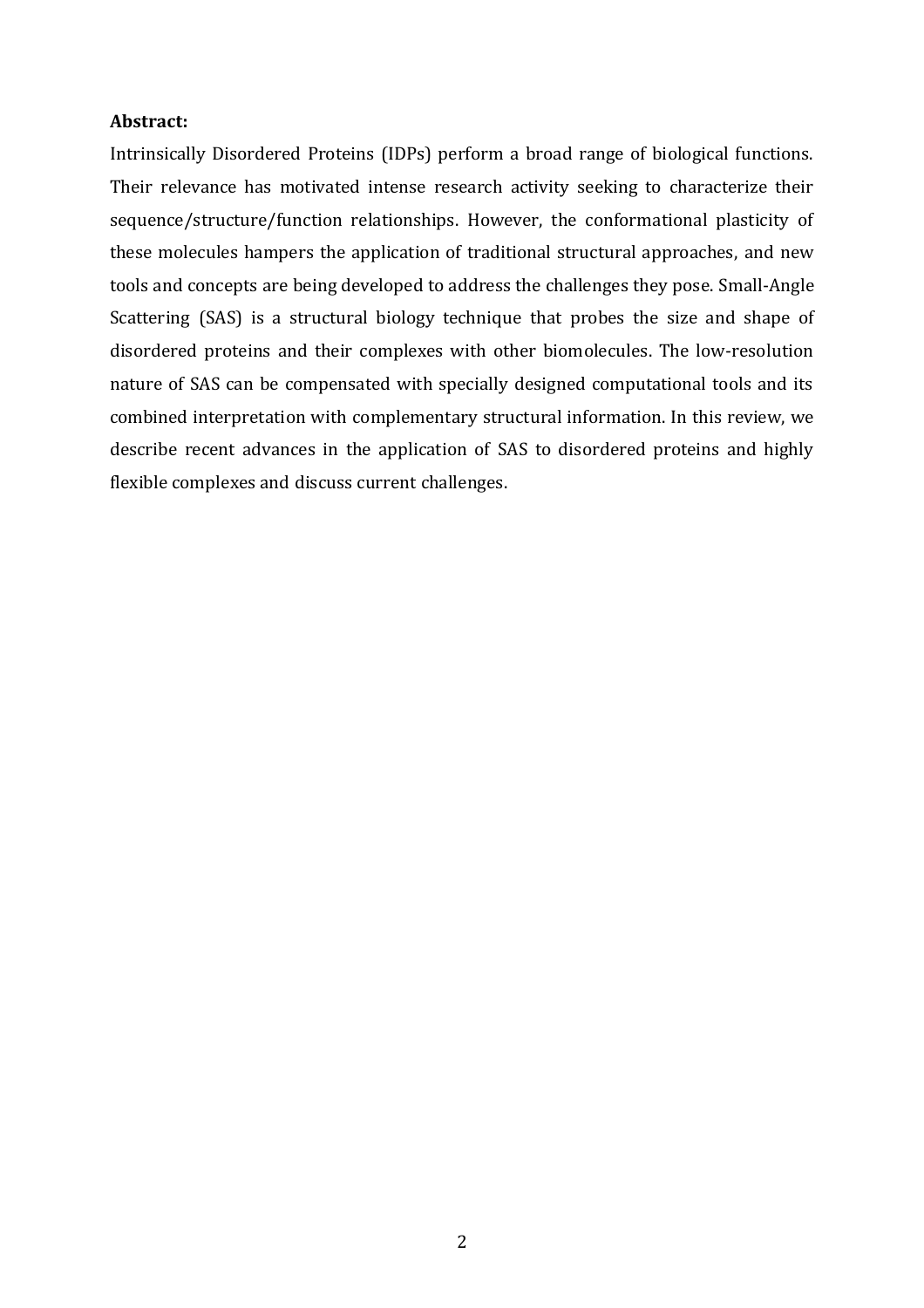**Abstract:**

Intrinsically Disordered Proteins (IDPs) perform a broad range of biological functions. Their relevance has motivated intense research activity seeking to characterize their sequence/structure/function relationships. However, the conformational plasticity of these molecules hampers the application of traditional structural approaches, and new tools and concepts are being developed to address the challenges they pose. Small-Angle Scattering (SAS) is a structural biology technique that probes the size and shape of disordered proteins and their complexes with other biomolecules. The low-resolution nature of SAS can be compensated with specially designed computational tools and its combined interpretation with complementary structural information. In this review, we describe recent advances in the application of SAS to disordered proteins and highly flexible complexes and discuss current challenges.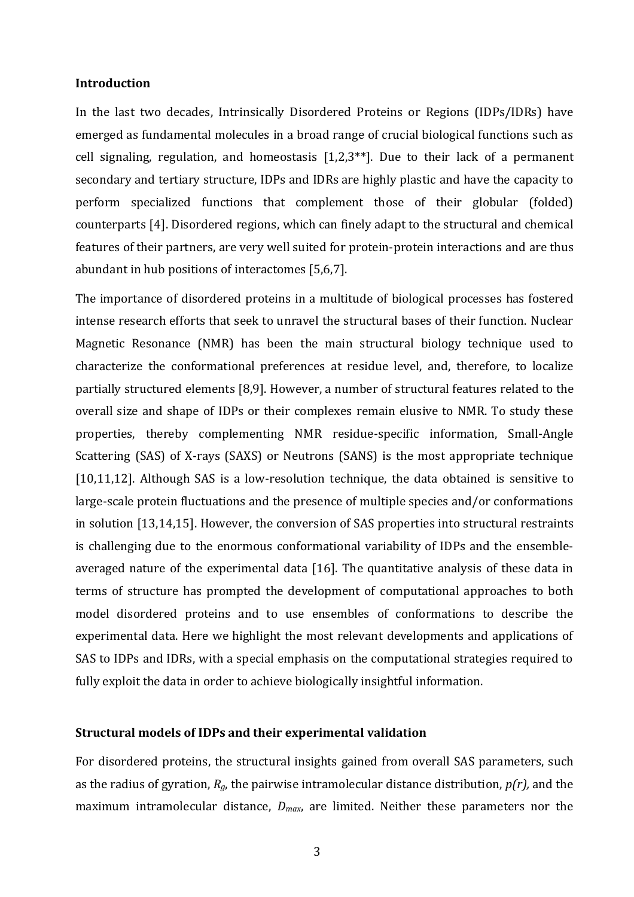## Introduction

In the last two decades, Intrinsically Disordered Proteins or Regions (IDPs/IDRs) have emerged as fundamental molecules in a broad range of crucial biological functions such as cell signaling, regulation, and homeostasis [1,2,3**]. Due to their lack of a permanent secondary and tertiary structure, IDPs and IDRs are highly plastic and have the capacity to perform specialized functions that complement those of their globular (folded) counterparts [4]. Disordered regions, which can finely adapt to the structural and chemical features of their partners, are very well suited for protein-protein interactions and are thus abundant in hub positions of interactomes [5,6,7].

The importance of disordered proteins in a multitude of biological processes has fostered intense research efforts that seek to unravel the structural bases of their function. Nuclear Magnetic Resonance (NMR) has been the main structural biology technique used to characterize the conformational preferences at residue level, and, therefore, to localize partially structured elements [8,9]. However, a number of structural features related to the overall size and shape of IDPs or their complexes remain elusive to NMR. To study these properties, thereby complementing NMR residue-specific information, Small-Angle Scattering (SAS) of X-rays (SAXS) or Neutrons (SANS) is the most appropriate technique [10,11,12]. Although SAS is a low-resolution technique, the data obtained is sensitive to large-scale protein fluctuations and the presence of multiple species and/or conformations in solution [13,14,15]. However, the conversion of SAS properties into structural restraints is challenging due to the enormous conformational variability of IDPs and the ensemble-averaged nature of the experimental data [16]. The quantitative analysis of these data in terms of structure has prompted the development of computational approaches to both model disordered proteins and to use ensembles of conformations to describe the experimental data. Here we highlight the most relevant developments and applications of SAS to IDPs and IDRs, with a special emphasis on the computational strategies required to fully exploit the data in order to achieve biologically insightful information.

## Structural models of IDPs and their experimental validation

For disordered proteins, the structural insights gained from overall SAS parameters, such as the radius of gyration, $R_g$, the pairwise intramolecular distance distribution, *p(r)*, and the maximum intramolecular distance, $D_{max}$, are limited. Neither these parameters nor the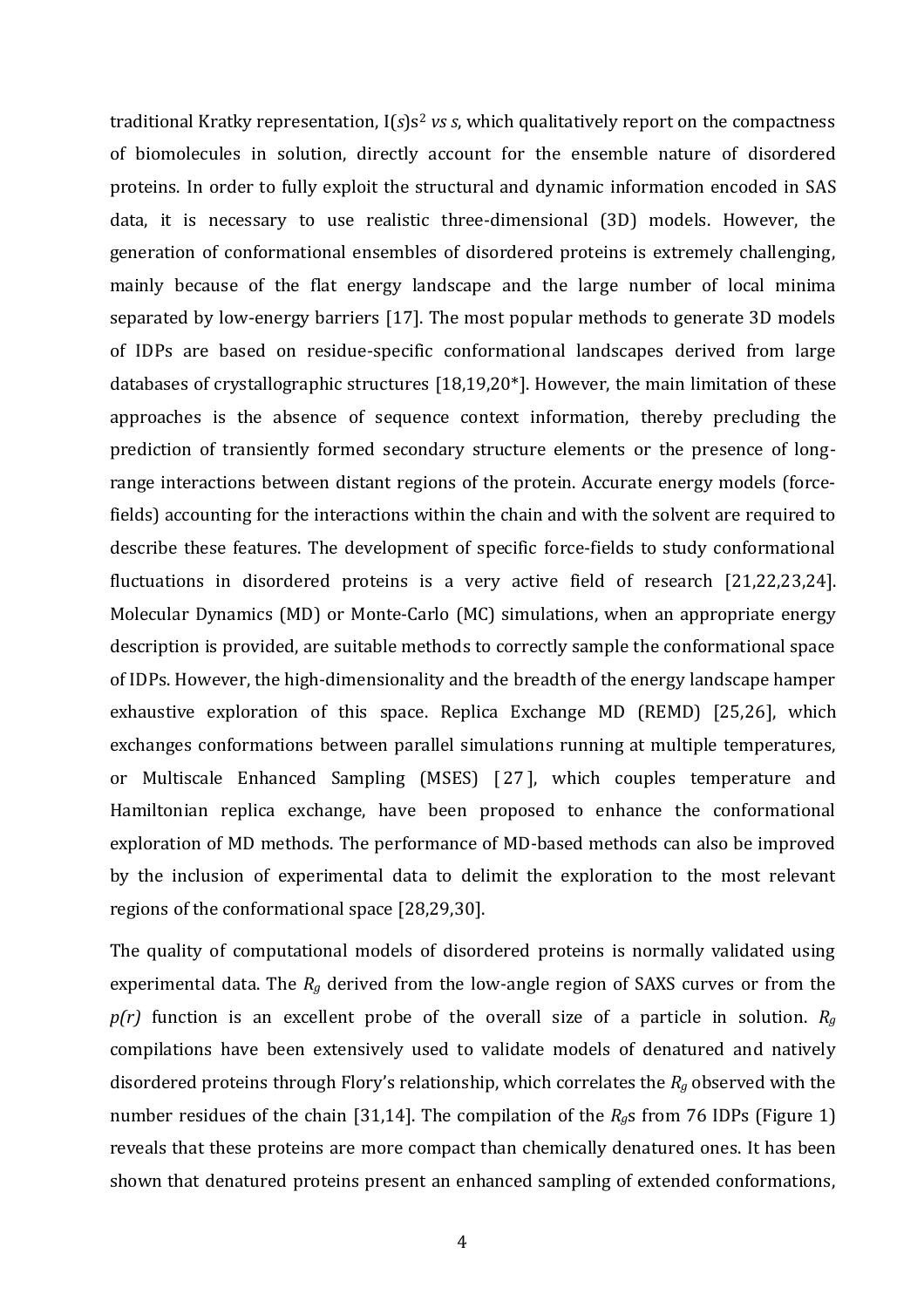traditional Kratky representation, I($s$)$s^2$ *vs s*, which qualitatively report on the compactness of biomolecules in solution, directly account for the ensemble nature of disordered proteins. In order to fully exploit the structural and dynamic information encoded in SAS data, it is necessary to use realistic three-dimensional (3D) models. However, the generation of conformational ensembles of disordered proteins is extremely challenging, mainly because of the flat energy landscape and the large number of local minima separated by low-energy barriers [17]. The most popular methods to generate 3D models of IDPs are based on residue-specific conformational landscapes derived from large databases of crystallographic structures [18,19,20*]. However, the main limitation of these approaches is the absence of sequence context information, thereby precluding the prediction of transiently formed secondary structure elements or the presence of long-range interactions between distant regions of the protein. Accurate energy models (force-fields) accounting for the interactions within the chain and with the solvent are required to describe these features. The development of specific force-fields to study conformational fluctuations in disordered proteins is a very active field of research [21,22,23,24]. Molecular Dynamics (MD) or Monte-Carlo (MC) simulations, when an appropriate energy description is provided, are suitable methods to correctly sample the conformational space of IDPs. However, the high-dimensionality and the breadth of the energy landscape hamper exhaustive exploration of this space. Replica Exchange MD (REMD) [25,26], which exchanges conformations between parallel simulations running at multiple temperatures, or Multiscale Enhanced Sampling (MSES) [27], which couples temperature and Hamiltonian replica exchange, have been proposed to enhance the conformational exploration of MD methods. The performance of MD-based methods can also be improved by the inclusion of experimental data to delimit the exploration to the most relevant regions of the conformational space [28,29,30].

The quality of computational models of disordered proteins is normally validated using experimental data. The $R_g$ derived from the low-angle region of SAXS curves or from the *p(r)* function is an excellent probe of the overall size of a particle in solution. $R_g$ compilations have been extensively used to validate models of denatured and natively disordered proteins through Flory's relationship, which correlates the $R_g$ observed with the number residues of the chain [31,14]. The compilation of the $R_g$s from 76 IDPs (Figure 1) reveals that these proteins are more compact than chemically denatured ones. It has been shown that denatured proteins present an enhanced sampling of extended conformations,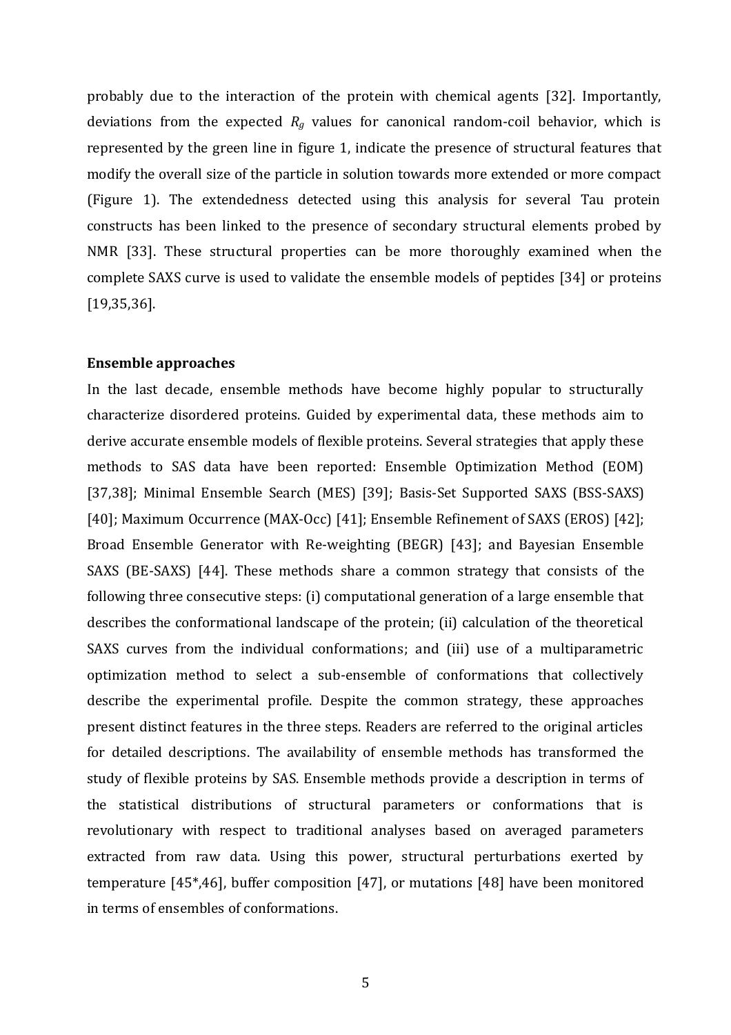probably due to the interaction of the protein with chemical agents [32]. Importantly, deviations from the expected $R_g$ values for canonical random-coil behavior, which is represented by the green line in figure 1, indicate the presence of structural features that modify the overall size of the particle in solution towards more extended or more compact (Figure 1). The extendedness detected using this analysis for several Tau protein constructs has been linked to the presence of secondary structural elements probed by NMR [33]. These structural properties can be more thoroughly examined when the complete SAXS curve is used to validate the ensemble models of peptides [34] or proteins [19,35,36].

**Ensemble approaches**

In the last decade, ensemble methods have become highly popular to structurally characterize disordered proteins. Guided by experimental data, these methods aim to derive accurate ensemble models of flexible proteins. Several strategies that apply these methods to SAS data have been reported: Ensemble Optimization Method (EOM) [37,38]; Minimal Ensemble Search (MES) [39]; Basis-Set Supported SAXS (BSS-SAXS) [40]; Maximum Occurrence (MAX-Occ) [41]; Ensemble Refinement of SAXS (EROS) [42]; Broad Ensemble Generator with Re-weighting (BEGR) [43]; and Bayesian Ensemble SAXS (BE-SAXS) [44]. These methods share a common strategy that consists of the following three consecutive steps: (i) computational generation of a large ensemble that describes the conformational landscape of the protein; (ii) calculation of the theoretical SAXS curves from the individual conformations; and (iii) use of a multiparametric optimization method to select a sub-ensemble of conformations that collectively describe the experimental profile. Despite the common strategy, these approaches present distinct features in the three steps. Readers are referred to the original articles for detailed descriptions. The availability of ensemble methods has transformed the study of flexible proteins by SAS. Ensemble methods provide a description in terms of the statistical distributions of structural parameters or conformations that is revolutionary with respect to traditional analyses based on averaged parameters extracted from raw data. Using this power, structural perturbations exerted by temperature [45*,46], buffer composition [47], or mutations [48] have been monitored in terms of ensembles of conformations.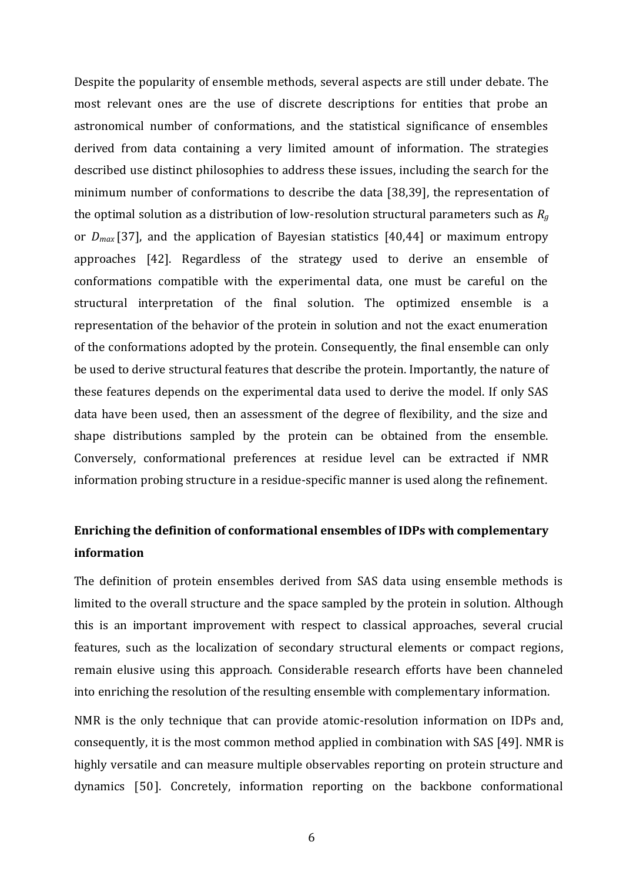Despite the popularity of ensemble methods, several aspects are still under debate. The most relevant ones are the use of discrete descriptions for entities that probe an astronomical number of conformations, and the statistical significance of ensembles derived from data containing a very limited amount of information. The strategies described use distinct philosophies to address these issues, including the search for the minimum number of conformations to describe the data [38,39], the representation of the optimal solution as a distribution of low-resolution structural parameters such as $R_g$ or $D_{max}$ [37], and the application of Bayesian statistics [40,44] or maximum entropy approaches [42]. Regardless of the strategy used to derive an ensemble of conformations compatible with the experimental data, one must be careful on the structural interpretation of the final solution. The optimized ensemble is a representation of the behavior of the protein in solution and not the exact enumeration of the conformations adopted by the protein. Consequently, the final ensemble can only be used to derive structural features that describe the protein. Importantly, the nature of these features depends on the experimental data used to derive the model. If only SAS data have been used, then an assessment of the degree of flexibility, and the size and shape distributions sampled by the protein can be obtained from the ensemble. Conversely, conformational preferences at residue level can be extracted if NMR information probing structure in a residue-specific manner is used along the refinement.

## Enriching the definition of conformational ensembles of IDPs with complementary information

The definition of protein ensembles derived from SAS data using ensemble methods is limited to the overall structure and the space sampled by the protein in solution. Although this is an important improvement with respect to classical approaches, several crucial features, such as the localization of secondary structural elements or compact regions, remain elusive using this approach. Considerable research efforts have been channeled into enriching the resolution of the resulting ensemble with complementary information.

NMR is the only technique that can provide atomic-resolution information on IDPs and, consequently, it is the most common method applied in combination with SAS [49]. NMR is highly versatile and can measure multiple observables reporting on protein structure and dynamics [50]. Concretely, information reporting on the backbone conformational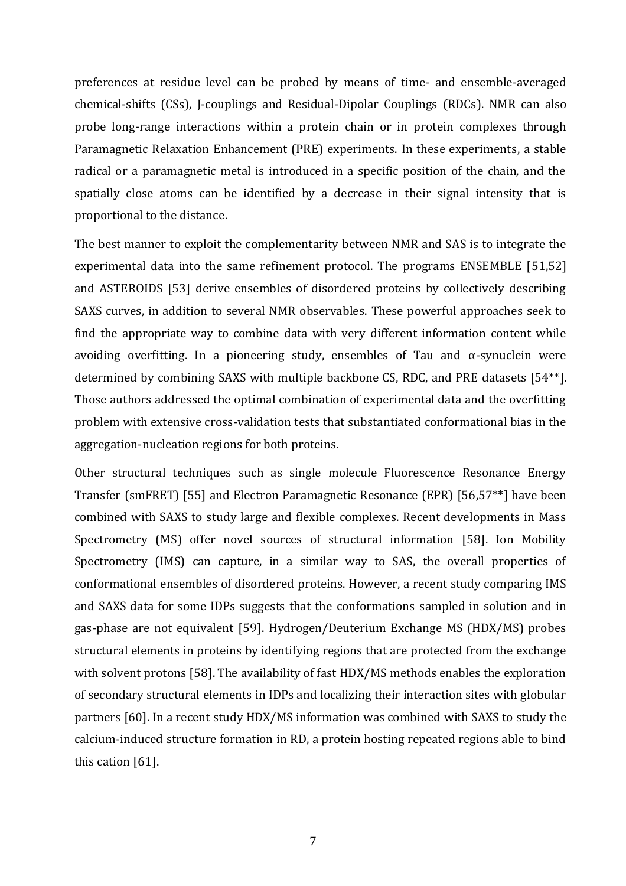preferences at residue level can be probed by means of time- and ensemble-averaged chemical-shifts (CSs), J-couplings and Residual-Dipolar Couplings (RDCs). NMR can also probe long-range interactions within a protein chain or in protein complexes through Paramagnetic Relaxation Enhancement (PRE) experiments. In these experiments, a stable radical or a paramagnetic metal is introduced in a specific position of the chain, and the spatially close atoms can be identified by a decrease in their signal intensity that is proportional to the distance.

The best manner to exploit the complementarity between NMR and SAS is to integrate the experimental data into the same refinement protocol. The programs ENSEMBLE [51,52] and ASTEROIDS [53] derive ensembles of disordered proteins by collectively describing SAXS curves, in addition to several NMR observables. These powerful approaches seek to find the appropriate way to combine data with very different information content while avoiding overfitting. In a pioneering study, ensembles of Tau and α-synuclein were determined by combining SAXS with multiple backbone CS, RDC, and PRE datasets [54**]. Those authors addressed the optimal combination of experimental data and the overfitting problem with extensive cross-validation tests that substantiated conformational bias in the aggregation-nucleation regions for both proteins.

Other structural techniques such as single molecule Fluorescence Resonance Energy Transfer (smFRET) [55] and Electron Paramagnetic Resonance (EPR) [56,57**] have been combined with SAXS to study large and flexible complexes. Recent developments in Mass Spectrometry (MS) offer novel sources of structural information [58]. Ion Mobility Spectrometry (IMS) can capture, in a similar way to SAS, the overall properties of conformational ensembles of disordered proteins. However, a recent study comparing IMS and SAXS data for some IDPs suggests that the conformations sampled in solution and in gas-phase are not equivalent [59]. Hydrogen/Deuterium Exchange MS (HDX/MS) probes structural elements in proteins by identifying regions that are protected from the exchange with solvent protons [58]. The availability of fast HDX/MS methods enables the exploration of secondary structural elements in IDPs and localizing their interaction sites with globular partners [60]. In a recent study HDX/MS information was combined with SAXS to study the calcium-induced structure formation in RD, a protein hosting repeated regions able to bind this cation [61].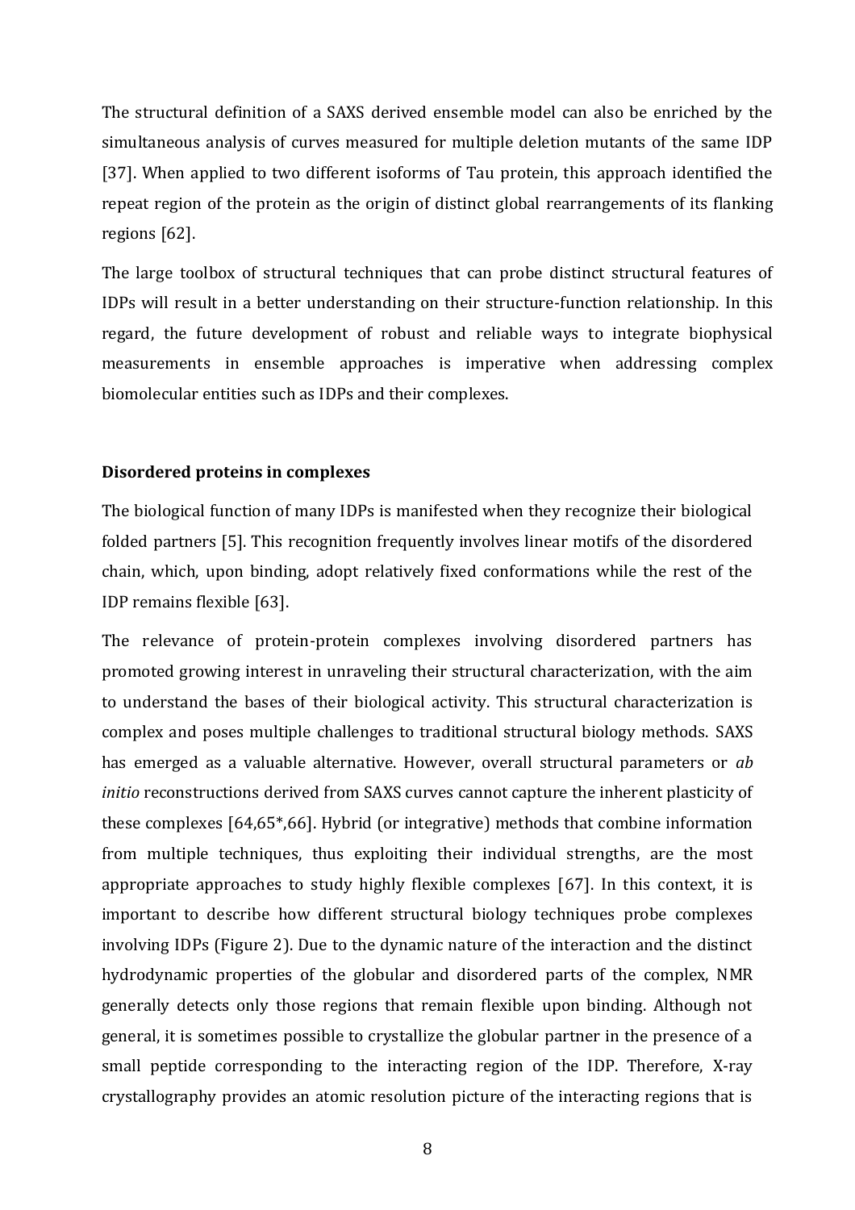The structural definition of a SAXS derived ensemble model can also be enriched by the simultaneous analysis of curves measured for multiple deletion mutants of the same IDP [37]. When applied to two different isoforms of Tau protein, this approach identified the repeat region of the protein as the origin of distinct global rearrangements of its flanking regions [62].

The large toolbox of structural techniques that can probe distinct structural features of IDPs will result in a better understanding on their structure-function relationship. In this regard, the future development of robust and reliable ways to integrate biophysical measurements in ensemble approaches is imperative when addressing complex biomolecular entities such as IDPs and their complexes.

**Disordered proteins in complexes**

The biological function of many IDPs is manifested when they recognize their biological folded partners [5]. This recognition frequently involves linear motifs of the disordered chain, which, upon binding, adopt relatively fixed conformations while the rest of the IDP remains flexible [63].

The relevance of protein-protein complexes involving disordered partners has promoted growing interest in unraveling their structural characterization, with the aim to understand the bases of their biological activity. This structural characterization is complex and poses multiple challenges to traditional structural biology methods. SAXS has emerged as a valuable alternative. However, overall structural parameters or *ab initio* reconstructions derived from SAXS curves cannot capture the inherent plasticity of these complexes [64,65*,66]. Hybrid (or integrative) methods that combine information from multiple techniques, thus exploiting their individual strengths, are the most appropriate approaches to study highly flexible complexes [67]. In this context, it is important to describe how different structural biology techniques probe complexes involving IDPs (Figure 2). Due to the dynamic nature of the interaction and the distinct hydrodynamic properties of the globular and disordered parts of the complex, NMR generally detects only those regions that remain flexible upon binding. Although not general, it is sometimes possible to crystallize the globular partner in the presence of a small peptide corresponding to the interacting region of the IDP. Therefore, X-ray crystallography provides an atomic resolution picture of the interacting regions that is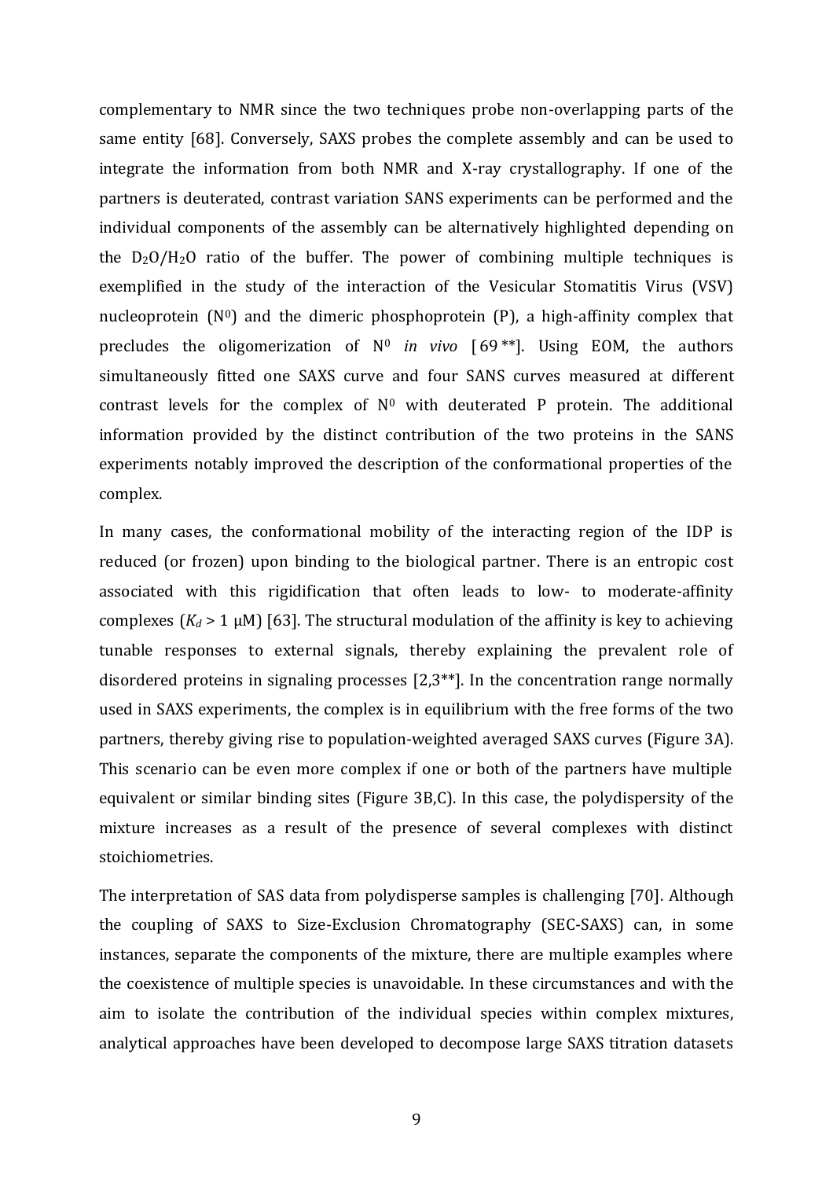complementary to NMR since the two techniques probe non-overlapping parts of the same entity [68]. Conversely, SAXS probes the complete assembly and can be used to integrate the information from both NMR and X-ray crystallography. If one of the partners is deuterated, contrast variation SANS experiments can be performed and the individual components of the assembly can be alternatively highlighted depending on the $D_2O/H_2O$ ratio of the buffer. The power of combining multiple techniques is exemplified in the study of the interaction of the Vesicular Stomatitis Virus (VSV) nucleoprotein ($N^0$) and the dimeric phosphoprotein (P), a high-affinity complex that precludes the oligomerization of $N^0$ *in vivo* [69**]. Using EOM, the authors simultaneously fitted one SAXS curve and four SANS curves measured at different contrast levels for the complex of $N^0$ with deuterated P protein. The additional information provided by the distinct contribution of the two proteins in the SANS experiments notably improved the description of the conformational properties of the complex.

In many cases, the conformational mobility of the interacting region of the IDP is reduced (or frozen) upon binding to the biological partner. There is an entropic cost associated with this rigidification that often leads to low- to moderate-affinity complexes ($K_d$ > 1 μM) [63]. The structural modulation of the affinity is key to achieving tunable responses to external signals, thereby explaining the prevalent role of disordered proteins in signaling processes [2,3**]. In the concentration range normally used in SAXS experiments, the complex is in equilibrium with the free forms of the two partners, thereby giving rise to population-weighted averaged SAXS curves (Figure 3A). This scenario can be even more complex if one or both of the partners have multiple equivalent or similar binding sites (Figure 3B,C). In this case, the polydispersity of the mixture increases as a result of the presence of several complexes with distinct stoichiometries.

The interpretation of SAS data from polydisperse samples is challenging [70]. Although the coupling of SAXS to Size-Exclusion Chromatography (SEC-SAXS) can, in some instances, separate the components of the mixture, there are multiple examples where the coexistence of multiple species is unavoidable. In these circumstances and with the aim to isolate the contribution of the individual species within complex mixtures, analytical approaches have been developed to decompose large SAXS titration datasets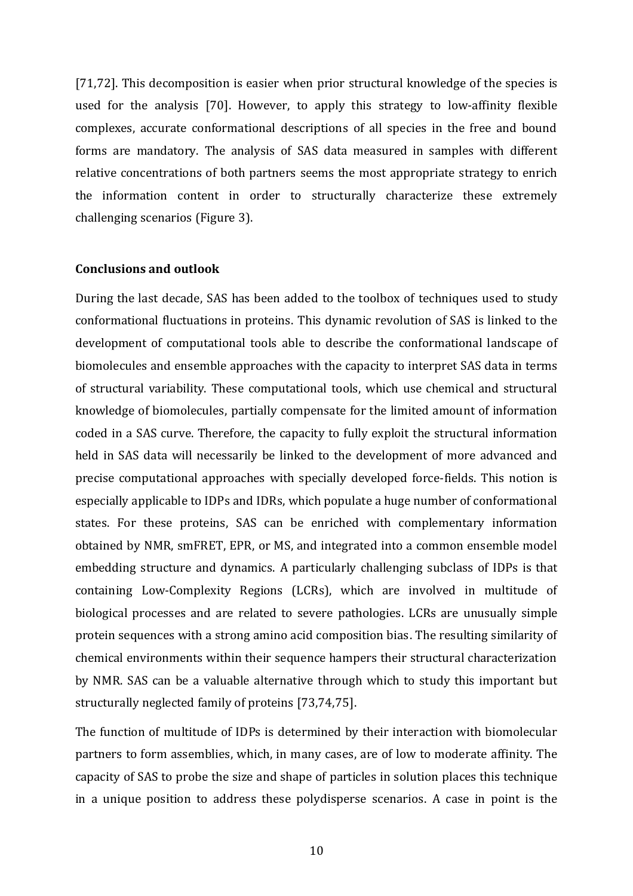[71,72]. This decomposition is easier when prior structural knowledge of the species is used for the analysis [70]. However, to apply this strategy to low-affinity flexible complexes, accurate conformational descriptions of all species in the free and bound forms are mandatory. The analysis of SAS data measured in samples with different relative concentrations of both partners seems the most appropriate strategy to enrich the information content in order to structurally characterize these extremely challenging scenarios (Figure 3).

**Conclusions and outlook**

During the last decade, SAS has been added to the toolbox of techniques used to study conformational fluctuations in proteins. This dynamic revolution of SAS is linked to the development of computational tools able to describe the conformational landscape of biomolecules and ensemble approaches with the capacity to interpret SAS data in terms of structural variability. These computational tools, which use chemical and structural knowledge of biomolecules, partially compensate for the limited amount of information coded in a SAS curve. Therefore, the capacity to fully exploit the structural information held in SAS data will necessarily be linked to the development of more advanced and precise computational approaches with specially developed force-fields. This notion is especially applicable to IDPs and IDRs, which populate a huge number of conformational states. For these proteins, SAS can be enriched with complementary information obtained by NMR, smFRET, EPR, or MS, and integrated into a common ensemble model embedding structure and dynamics. A particularly challenging subclass of IDPs is that containing Low-Complexity Regions (LCRs), which are involved in multitude of biological processes and are related to severe pathologies. LCRs are unusually simple protein sequences with a strong amino acid composition bias. The resulting similarity of chemical environments within their sequence hampers their structural characterization by NMR. SAS can be a valuable alternative through which to study this important but structurally neglected family of proteins [73,74,75].

The function of multitude of IDPs is determined by their interaction with biomolecular partners to form assemblies, which, in many cases, are of low to moderate affinity. The capacity of SAS to probe the size and shape of particles in solution places this technique in a unique position to address these polydisperse scenarios. A case in point is the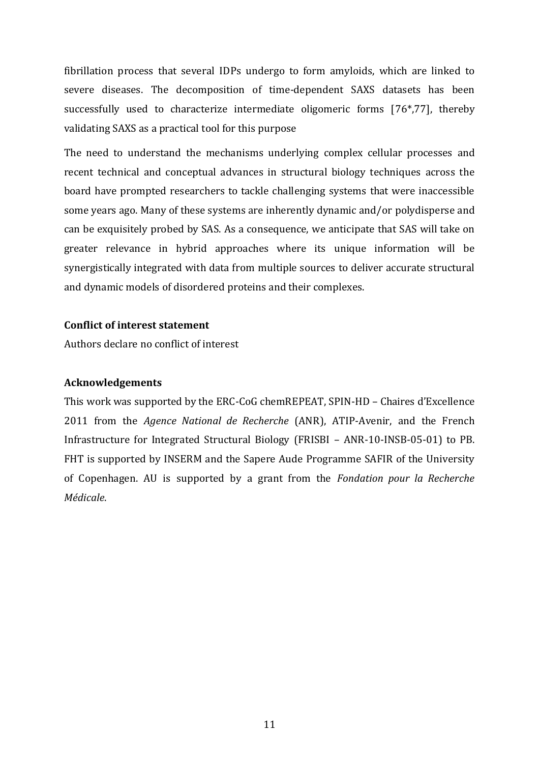fibrillation process that several IDPs undergo to form amyloids, which are linked to severe diseases. The decomposition of time-dependent SAXS datasets has been successfully used to characterize intermediate oligomeric forms [76*,77], thereby validating SAXS as a practical tool for this purpose

The need to understand the mechanisms underlying complex cellular processes and recent technical and conceptual advances in structural biology techniques across the board have prompted researchers to tackle challenging systems that were inaccessible some years ago. Many of these systems are inherently dynamic and/or polydisperse and can be exquisitely probed by SAS. As a consequence, we anticipate that SAS will take on greater relevance in hybrid approaches where its unique information will be synergistically integrated with data from multiple sources to deliver accurate structural and dynamic models of disordered proteins and their complexes.

**Conflict of interest statement**

Authors declare no conflict of interest

**Acknowledgements**

This work was supported by the ERC-CoG chemREPEAT, SPIN-HD – Chaires d'Excellence 2011 from the *Agence National de Recherche* (ANR), ATIP-Avenir, and the French Infrastructure for Integrated Structural Biology (FRISBI – ANR-10-INSB-05-01) to PB. FHT is supported by INSERM and the Sapere Aude Programme SAFIR of the University of Copenhagen. AU is supported by a grant from the *Fondation pour la Recherche Médicale*.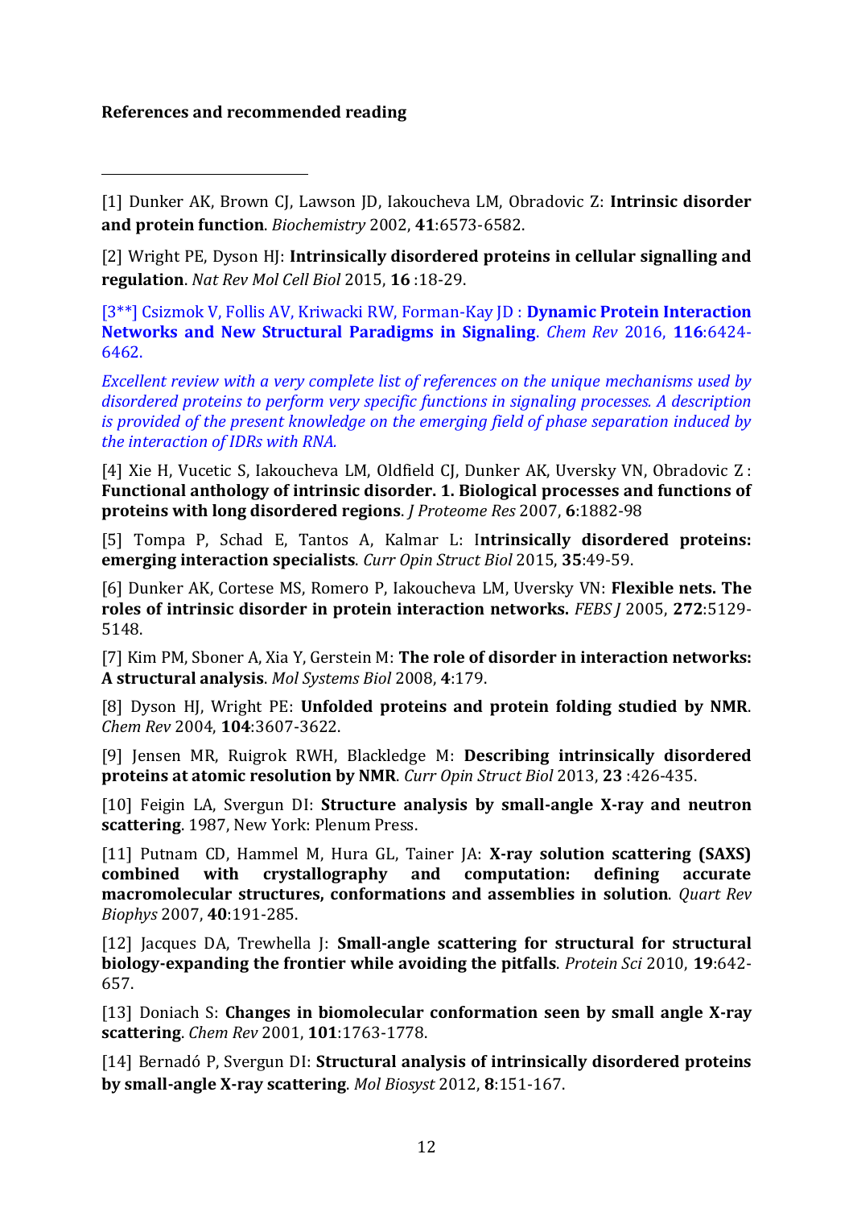**References and recommended reading**

[1] Dunker AK, Brown CJ, Lawson JD, Iakoucheva LM, Obradovic Z: **Intrinsic disorder and protein function**. *Biochemistry* 2002, **41**:6573-6582.

[2] Wright PE, Dyson HJ: **Intrinsically disordered proteins in cellular signalling and regulation**. *Nat Rev Mol Cell Biol* 2015, **16** :18-29.

[3**] Csizmok V, Follis AV, Kriwacki RW, Forman-Kay JD : **Dynamic Protein Interaction Networks and New Structural Paradigms in Signaling**. *Chem Rev* 2016, **116**:6424-6462.

*Excellent review with a very complete list of references on the unique mechanisms used by disordered proteins to perform very specific functions in signaling processes. A description is provided of the present knowledge on the emerging field of phase separation induced by the interaction of IDRs with RNA.*

[4] Xie H, Vucetic S, Iakoucheva LM, Oldfield CJ, Dunker AK, Uversky VN, Obradovic Z : **Functional anthology of intrinsic disorder. 1. Biological processes and functions of proteins with long disordered regions**. *J Proteome Res* 2007, **6**:1882-98

[5] Tompa P, Schad E, Tantos A, Kalmar L: I**ntrinsically disordered proteins: emerging interaction specialists**. *Curr Opin Struct Biol* 2015, **35**:49-59.

[6] Dunker AK, Cortese MS, Romero P, Iakoucheva LM, Uversky VN: **Flexible nets. The roles of intrinsic disorder in protein interaction networks.** *FEBS J* 2005, **272**:5129-5148.

[7] Kim PM, Sboner A, Xia Y, Gerstein M: **The role of disorder in interaction networks: A structural analysis**. *Mol Systems Biol* 2008, **4**:179.

[8] Dyson HJ, Wright PE: **Unfolded proteins and protein folding studied by NMR**. *Chem Rev* 2004, **104**:3607-3622.

[9] Jensen MR, Ruigrok RWH, Blackledge M: **Describing intrinsically disordered proteins at atomic resolution by NMR**. *Curr Opin Struct Biol* 2013, **23** :426-435.

[10] Feigin LA, Svergun DI: **Structure analysis by small-angle X-ray and neutron scattering**. 1987, New York: Plenum Press.

[11] Putnam CD, Hammel M, Hura GL, Tainer JA: **X-ray solution scattering (SAXS) combined with crystallography and computation: defining accurate macromolecular structures, conformations and assemblies in solution**. *Quart Rev Biophys* 2007, **40**:191-285.

[12] Jacques DA, Trewhella J: **Small-angle scattering for structural for structural biology-expanding the frontier while avoiding the pitfalls**. *Protein Sci* 2010, **19**:642-657.

[13] Doniach S: **Changes in biomolecular conformation seen by small angle X-ray scattering**. *Chem Rev* 2001, **101**:1763-1778.

[14] Bernadó P, Svergun DI: **Structural analysis of intrinsically disordered proteins by small-angle X-ray scattering**. *Mol Biosyst* 2012, **8**:151-167.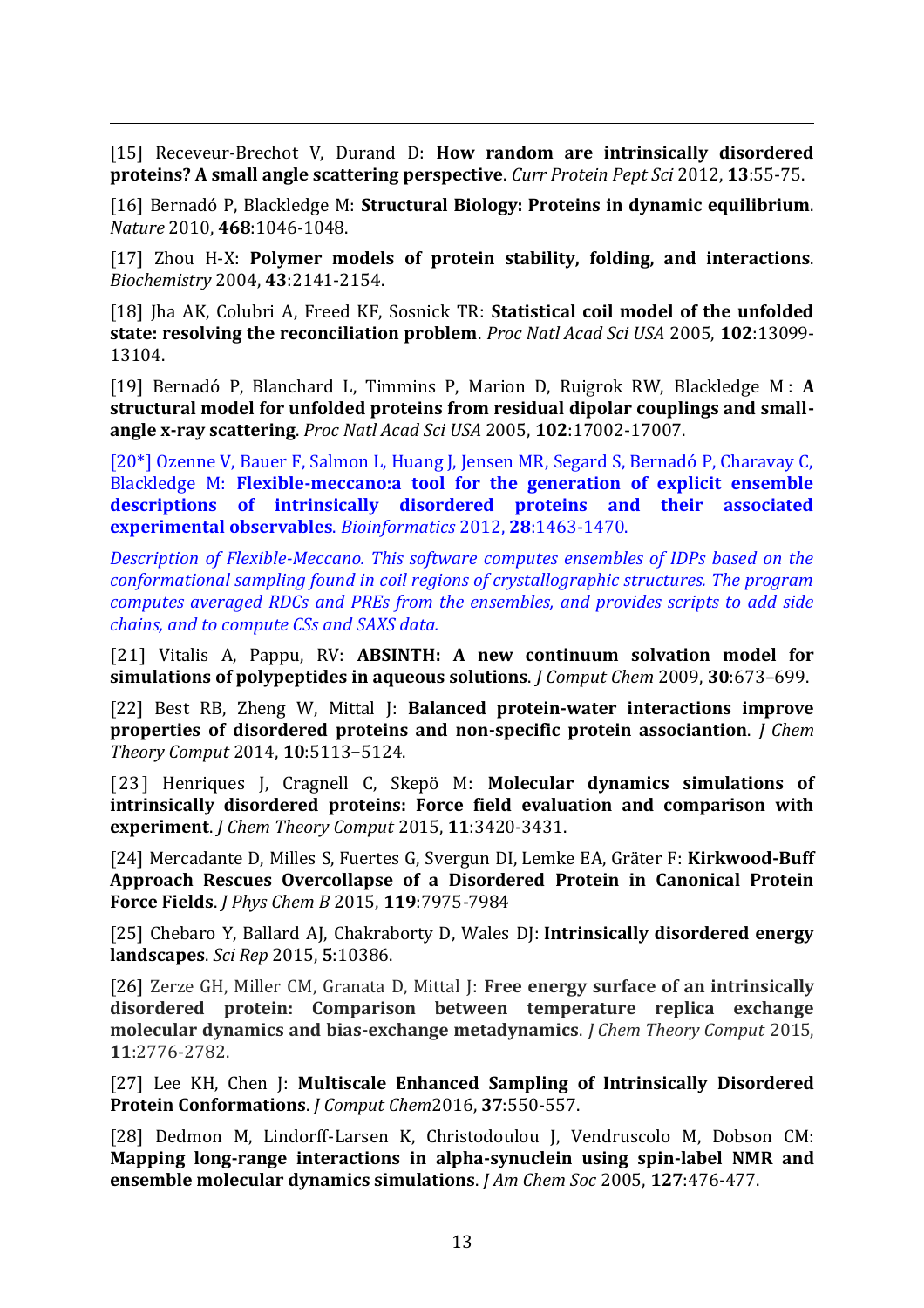[15] Receveur-Brechot V, Durand D: **How random are intrinsically disordered proteins? A small angle scattering perspective**. *Curr Protein Pept Sci* 2012, **13**:55-75.

[16] Bernadó P, Blackledge M: **Structural Biology: Proteins in dynamic equilibrium**. *Nature* 2010, **468**:1046-1048.

[17] Zhou H-X: **Polymer models of protein stability, folding, and interactions**. *Biochemistry* 2004, **43**:2141-2154.

[18] Jha AK, Colubri A, Freed KF, Sosnick TR: **Statistical coil model of the unfolded state: resolving the reconciliation problem**. *Proc Natl Acad Sci USA* 2005, **102**:13099-13104.

[19] Bernadó P, Blanchard L, Timmins P, Marion D, Ruigrok RW, Blackledge M : **A structural model for unfolded proteins from residual dipolar couplings and small-angle x-ray scattering**. *Proc Natl Acad Sci USA* 2005, **102**:17002-17007.

[20*] Ozenne V, Bauer F, Salmon L, Huang J, Jensen MR, Segard S, Bernadó P, Charavay C, Blackledge M: **Flexible-meccano:a tool for the generation of explicit ensemble descriptions of intrinsically disordered proteins and their associated experimental observables**. *Bioinformatics* 2012, **28**:1463-1470.

*Description of Flexible-Meccano. This software computes ensembles of IDPs based on the conformational sampling found in coil regions of crystallographic structures. The program computes averaged RDCs and PREs from the ensembles, and provides scripts to add side chains, and to compute CSs and SAXS data.*

[21] Vitalis A, Pappu, RV: **ABSINTH: A new continuum solvation model for simulations of polypeptides in aqueous solutions**. *J Comput Chem* 2009, **30**:673–699.

[22] Best RB, Zheng W, Mittal J: **Balanced protein-water interactions improve properties of disordered proteins and non-specific protein association**. *J Chem Theory Comput* 2014, **10**:5113–5124.

[23] Henriques J, Cragnell C, Skepö M: **Molecular dynamics simulations of intrinsically disordered proteins: Force field evaluation and comparison with experiment**. *J Chem Theory Comput* 2015, **11**:3420-3431.

[24] Mercadante D, Milles S, Fuertes G, Svergun DI, Lemke EA, Gräter F: **Kirkwood-Buff Approach Rescues Overcollapse of a Disordered Protein in Canonical Protein Force Fields**. *J Phys Chem B* 2015, **119**:7975-7984

[25] Chebaro Y, Ballard AJ, Chakraborty D, Wales DJ: **Intrinsically disordered energy landscapes**. *Sci Rep* 2015, **5**:10386.

[26] Zerze GH, Miller CM, Granata D, Mittal J: **Free energy surface of an intrinsically disordered protein: Comparison between temperature replica exchange molecular dynamics and bias-exchange metadynamics**. *J Chem Theory Comput* 2015, **11**:2776-2782.

[27] Lee KH, Chen J: **Multiscale Enhanced Sampling of Intrinsically Disordered Protein Conformations**. *J Comput Chem*2016, **37**:550-557.

[28] Dedmon M, Lindorff-Larsen K, Christodoulou J, Vendruscolo M, Dobson CM: **Mapping long-range interactions in alpha-synuclein using spin-label NMR and ensemble molecular dynamics simulations**. *J Am Chem Soc* 2005, **127**:476-477.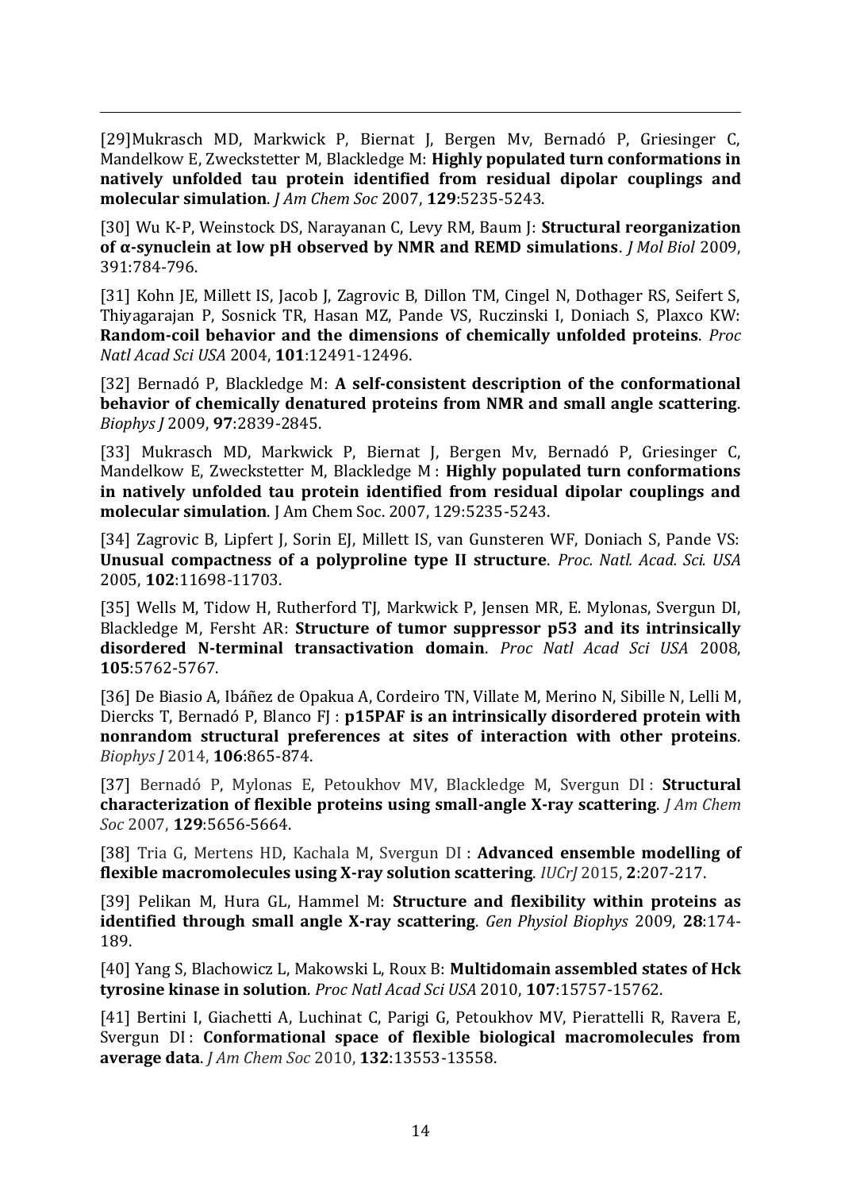[29]Mukrasch MD, Markwick P, Biernat J, Bergen Mv, Bernadó P, Griesinger C, Mandelkow E, Zweckstetter M, Blackledge M: **Highly populated turn conformations in natively unfolded tau protein identified from residual dipolar couplings and molecular simulation**. *J Am Chem Soc* 2007, **129**:5235-5243.

[30] Wu K-P, Weinstock DS, Narayanan C, Levy RM, Baum J: **Structural reorganization of α-synuclein at low pH observed by NMR and REMD simulations**. *J Mol Biol* 2009, 391:784-796.

[31] Kohn JE, Millett IS, Jacob J, Zagrovic B, Dillon TM, Cingel N, Dothager RS, Seifert S, Thiyagarajan P, Sosnick TR, Hasan MZ, Pande VS, Ruczinski I, Doniach S, Plaxco KW: **Random-coil behavior and the dimensions of chemically unfolded proteins**. *Proc Natl Acad Sci USA* 2004, **101**:12491-12496.

[32] Bernadó P, Blackledge M: **A self-consistent description of the conformational behavior of chemically denatured proteins from NMR and small angle scattering**. *Biophys J* 2009, **97**:2839-2845.

[33] Mukrasch MD, Markwick P, Biernat J, Bergen Mv, Bernadó P, Griesinger C, Mandelkow E, Zweckstetter M, Blackledge M : **Highly populated turn conformations in natively unfolded tau protein identified from residual dipolar couplings and molecular simulation**. J Am Chem Soc. 2007, 129:5235-5243.

[34] Zagrovic B, Lipfert J, Sorin EJ, Millett IS, van Gunsteren WF, Doniach S, Pande VS: **Unusual compactness of a polyproline type II structure**. *Proc. Natl. Acad. Sci. USA* 2005, **102**:11698-11703.

[35] Wells M, Tidow H, Rutherford TJ, Markwick P, Jensen MR, E. Mylonas, Svergun DI, Blackledge M, Fersht AR: **Structure of tumor suppressor p53 and its intrinsically disordered N-terminal transactivation domain**. *Proc Natl Acad Sci USA* 2008, **105**:5762-5767.

[36] De Biasio A, Ibáñez de Opakua A, Cordeiro TN, Villate M, Merino N, Sibille N, Lelli M, Diercks T, Bernadó P, Blanco FJ : **p15PAF is an intrinsically disordered protein with nonrandom structural preferences at sites of interaction with other proteins**. *Biophys J* 2014, **106**:865-874.

[37] Bernadó P, Mylonas E, Petoukhov MV, Blackledge M, Svergun DI : **Structural characterization of flexible proteins using small-angle X-ray scattering**. *J Am Chem Soc* 2007, **129**:5656-5664.

[38] Tria G, Mertens HD, Kachala M, Svergun DI : **Advanced ensemble modelling of flexible macromolecules using X-ray solution scattering**. *IUCrJ* 2015, **2**:207-217.

[39] Pelikan M, Hura GL, Hammel M: **Structure and flexibility within proteins as identified through small angle X-ray scattering**. *Gen Physiol Biophys* 2009, **28**:174-189.

[40] Yang S, Blachowicz L, Makowski L, Roux B: **Multidomain assembled states of Hck tyrosine kinase in solution**. *Proc Natl Acad Sci USA* 2010, **107**:15757-15762.

[41] Bertini I, Giachetti A, Luchinat C, Parigi G, Petoukhov MV, Pierattelli R, Ravera E, Svergun DI : **Conformational space of flexible biological macromolecules from average data**. *J Am Chem Soc* 2010, **132**:13553-13558.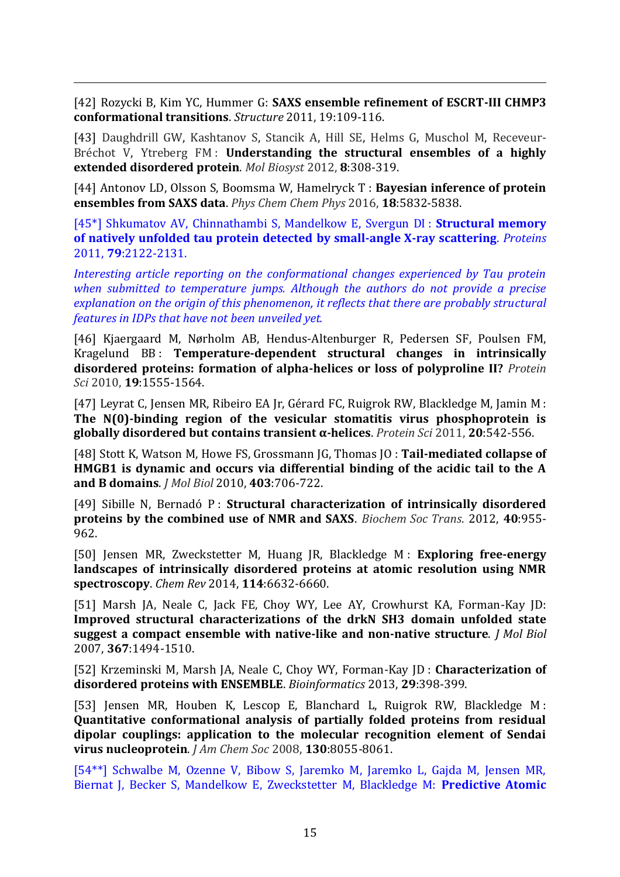[42] Rozycki B, Kim YC, Hummer G: **SAXS ensemble refinement of ESCRT-III CHMP3 conformational transitions**. *Structure* 2011, 19:109-116.

[43] Daughdrill GW, Kashtanov S, Stancik A, Hill SE, Helms G, Muschol M, Receveur-Bréchot V, Ytreberg FM : **Understanding the structural ensembles of a highly extended disordered protein**. *Mol Biosyst* 2012, **8**:308-319.

[44] Antonov LD, Olsson S, Boomsma W, Hamelryck T : **Bayesian inference of protein ensembles from SAXS data**. *Phys Chem Chem Phys* 2016, **18**:5832-5838.

[45*] Shkumatov AV, Chinnathambi S, Mandelkow E, Svergun DI : **Structural memory of natively unfolded tau protein detected by small-angle X-ray scattering**. *Proteins* 2011, **79**:2122-2131.

*Interesting article reporting on the conformational changes experienced by Tau protein when submitted to temperature jumps. Although the authors do not provide a precise explanation on the origin of this phenomenon, it reflects that there are probably structural features in IDPs that have not been unveiled yet.*

[46] Kjaergaard M, Nørholm AB, Hendus-Altenburger R, Pedersen SF, Poulsen FM, Kragelund BB : **Temperature-dependent structural changes in intrinsically disordered proteins: formation of alpha-helices or loss of polyproline II?** *Protein Sci* 2010, **19**:1555-1564.

[47] Leyrat C, Jensen MR, Ribeiro EA Jr, Gérard FC, Ruigrok RW, Blackledge M, Jamin M : **The N(0)-binding region of the vesicular stomatitis virus phosphoprotein is globally disordered but contains transient α-helices**. *Protein Sci* 2011, **20**:542-556.

[48] Stott K, Watson M, Howe FS, Grossmann JG, Thomas JO : **Tail-mediated collapse of HMGB1 is dynamic and occurs via differential binding of the acidic tail to the A and B domains**. *J Mol Biol* 2010, **403**:706-722.

[49] Sibille N, Bernadó P : **Structural characterization of intrinsically disordered proteins by the combined use of NMR and SAXS**. *Biochem Soc Trans.* 2012, **40**:955-962.

[50] Jensen MR, Zweckstetter M, Huang JR, Blackledge M : **Exploring free-energy landscapes of intrinsically disordered proteins at atomic resolution using NMR spectroscopy**. *Chem Rev* 2014, **114**:6632-6660.

[51] Marsh JA, Neale C, Jack FE, Choy WY, Lee AY, Crowhurst KA, Forman-Kay JD: **Improved structural characterizations of the drkN SH3 domain unfolded state suggest a compact ensemble with native-like and non-native structure**. *J Mol Biol* 2007, **367**:1494-1510.

[52] Krzeminski M, Marsh JA, Neale C, Choy WY, Forman-Kay JD : **Characterization of disordered proteins with ENSEMBLE**. *Bioinformatics* 2013, **29**:398-399.

[53] Jensen MR, Houben K, Lescop E, Blanchard L, Ruigrok RW, Blackledge M : **Quantitative conformational analysis of partially folded proteins from residual dipolar couplings: application to the molecular recognition element of Sendai virus nucleoprotein**. *J Am Chem Soc* 2008, **130**:8055-8061.

[54**] Schwalbe M, Ozenne V, Bibow S, Jaremko M, Jaremko L, Gajda M, Jensen MR, Biernat J, Becker S, Mandelkow E, Zweckstetter M, Blackledge M: **Predictive Atomic**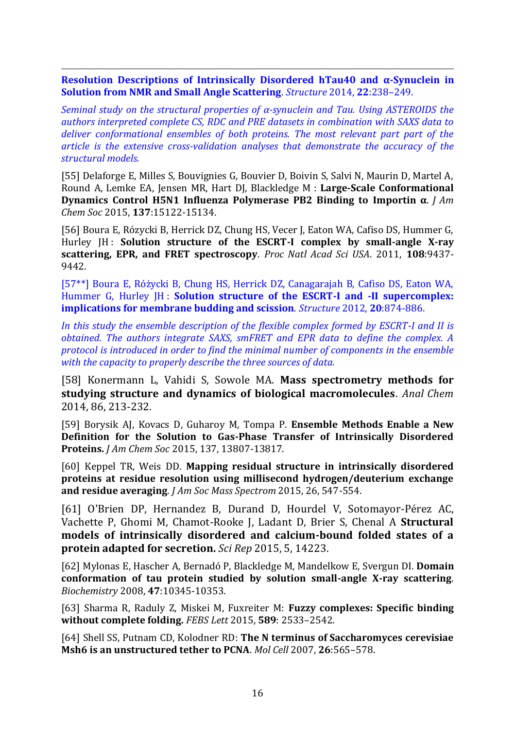**Resolution Descriptions of Intrinsically Disordered hTau40 and α-Synuclein in Solution from NMR and Small Angle Scattering**. *Structure* 2014, **22**:238–249.

*Seminal study on the structural properties of α-synuclein and Tau. Using ASTEROIDS the authors interpreted complete CS, RDC and PRE datasets in combination with SAXS data to deliver conformational ensembles of both proteins. The most relevant part part of the article is the extensive cross-validation analyses that demonstrate the accuracy of the structural models.*

[55] Delaforge E, Milles S, Bouvignies G, Bouvier D, Boivin S, Salvi N, Maurin D, Martel A, Round A, Lemke EA, Jensen MR, Hart DJ, Blackledge M : **Large-Scale Conformational Dynamics Control H5N1 Influenza Polymerase PB2 Binding to Importin α**. *J Am Chem Soc* 2015, **137**:15122-15134.

[56] Boura E, Rózycki B, Herrick DZ, Chung HS, Vecer J, Eaton WA, Cafiso DS, Hummer G, Hurley JH : **Solution structure of the ESCRT-I complex by small-angle X-ray scattering, EPR, and FRET spectroscopy**. *Proc Natl Acad Sci USA*. 2011, **108**:9437-9442.

[57**] Boura E, Różycki B, Chung HS, Herrick DZ, Canagarajah B, Cafiso DS, Eaton WA, Hummer G, Hurley JH : **Solution structure of the ESCRT-I and -II supercomplex: implications for membrane budding and scission**. *Structure* 2012, **20**:874-886.

*In this study the ensemble description of the flexible complex formed by ESCRT-I and II is obtained. The authors integrate SAXS, smFRET and EPR data to define the complex. A protocol is introduced in order to find the minimal number of components in the ensemble with the capacity to properly describe the three sources of data.*

[58] Konermann L, Vahidi S, Sowole MA. **Mass spectrometry methods for studying structure and dynamics of biological macromolecules**. *Anal Chem* 2014, 86, 213-232.

[59] Borysik AJ, Kovacs D, Guharoy M, Tompa P. **Ensemble Methods Enable a New Definition for the Solution to Gas-Phase Transfer of Intrinsically Disordered Proteins.** *J Am Chem Soc* 2015, 137, 13807-13817.

[60] Keppel TR, Weis DD. **Mapping residual structure in intrinsically disordered proteins at residue resolution using millisecond hydrogen/deuterium exchange and residue averaging**. *J Am Soc Mass Spectrom* 2015, 26, 547-554.

[61] O'Brien DP, Hernandez B, Durand D, Hourdel V, Sotomayor-Pérez AC, Vachette P, Ghomi M, Chamot-Rooke J, Ladant D, Brier S, Chenal A **Structural models of intrinsically disordered and calcium-bound folded states of a protein adapted for secretion.** *Sci Rep* 2015, 5, 14223.

[62] Mylonas E, Hascher A, Bernadó P, Blackledge M, Mandelkow E, Svergun DI. **Domain conformation of tau protein studied by solution small-angle X-ray scattering**. *Biochemistry* 2008, **47**:10345-10353.

[63] Sharma R, Raduly Z, Miskei M, Fuxreiter M: **Fuzzy complexes: Specific binding without complete folding.** *FEBS Lett* 2015, **589**: 2533–2542.

[64] Shell SS, Putnam CD, Kolodner RD: **The N terminus of Saccharomyces cerevisiae Msh6 is an unstructured tether to PCNA**. *Mol Cell* 2007, **26**:565–578.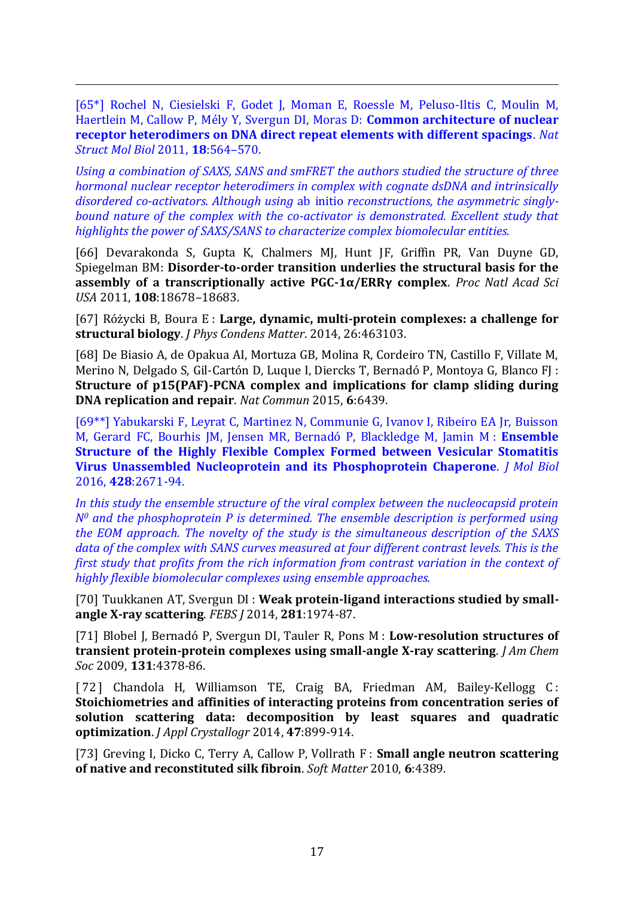[65*] Rochel N, Ciesielski F, Godet J, Moman E, Roessle M, Peluso-Iltis C, Moulin M, Haertlein M, Callow P, Mély Y, Svergun DI, Moras D: **Common architecture of nuclear receptor heterodimers on DNA direct repeat elements with different spacings**. *Nat Struct Mol Biol* 2011, **18**:564–570.

*Using a combination of SAXS, SANS and smFRET the authors studied the structure of three hormonal nuclear receptor heterodimers in complex with cognate dsDNA and intrinsically disordered co-activators. Although using* ab initio *reconstructions, the asymmetric singly-bound nature of the complex with the co-activator is demonstrated. Excellent study that highlights the power of SAXS/SANS to characterize complex biomolecular entities.*

[66] Devarakonda S, Gupta K, Chalmers MJ, Hunt JF, Griffin PR, Van Duyne GD, Spiegelman BM: **Disorder-to-order transition underlies the structural basis for the assembly of a transcriptionally active PGC-1α/ERRγ complex**. *Proc Natl Acad Sci USA* 2011, **108**:18678–18683.

[67] Różycki B, Boura E : **Large, dynamic, multi-protein complexes: a challenge for structural biology**. *J Phys Condens Matter*. 2014, 26:463103.

[68] De Biasio A, de Opakua AI, Mortuza GB, Molina R, Cordeiro TN, Castillo F, Villate M, Merino N, Delgado S, Gil-Cartón D, Luque I, Diercks T, Bernadó P, Montoya G, Blanco FJ : **Structure of p15(PAF)-PCNA complex and implications for clamp sliding during DNA replication and repair**. *Nat Commun* 2015, **6**:6439.

[69**] Yabukarski F, Leyrat C, Martinez N, Communie G, Ivanov I, Ribeiro EA Jr, Buisson M, Gerard FC, Bourhis JM, Jensen MR, Bernadó P, Blackledge M, Jamin M : **Ensemble Structure of the Highly Flexible Complex Formed between Vesicular Stomatitis Virus Unassembled Nucleoprotein and its Phosphoprotein Chaperone**. *J Mol Biol* 2016, **428**:2671-94.

*In this study the ensemble structure of the viral complex between the nucleocapsid protein $N^0$ and the phosphoprotein P is determined. The ensemble description is performed using the EOM approach. The novelty of the study is the simultaneous description of the SAXS data of the complex with SANS curves measured at four different contrast levels. This is the first study that profits from the rich information from contrast variation in the context of highly flexible biomolecular complexes using ensemble approaches.*

[70] Tuukkanen AT, Svergun DI : **Weak protein-ligand interactions studied by small-angle X-ray scattering**. *FEBS J* 2014, **281**:1974-87.

[71] Blobel J, Bernadó P, Svergun DI, Tauler R, Pons M : **Low-resolution structures of transient protein-protein complexes using small-angle X-ray scattering**. *J Am Chem Soc* 2009, **131**:4378-86.

[72] Chandola H, Williamson TE, Craig BA, Friedman AM, Bailey-Kellogg C : **Stoichiometries and affinities of interacting proteins from concentration series of solution scattering data: decomposition by least squares and quadratic optimization**. *J Appl Crystallogr* 2014, **47**:899-914.

[73] Greving I, Dicko C, Terry A, Callow P, Vollrath F : **Small angle neutron scattering of native and reconstituted silk fibroin**. *Soft Matter* 2010, **6**:4389.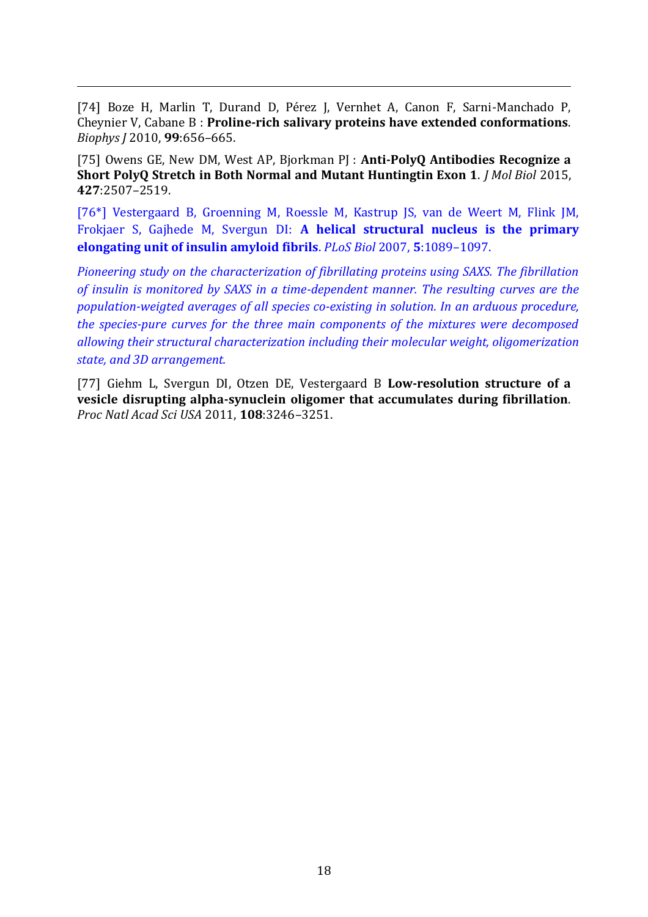[74] Boze H, Marlin T, Durand D, Pérez J, Vernhet A, Canon F, Sarni-Manchado P, Cheynier V, Cabane B : **Proline-rich salivary proteins have extended conformations**. *Biophys J* 2010, **99**:656–665.

[75] Owens GE, New DM, West AP, Bjorkman PJ : **Anti-PolyQ Antibodies Recognize a Short PolyQ Stretch in Both Normal and Mutant Huntingtin Exon 1**. *J Mol Biol* 2015, **427**:2507–2519.

[76*] Vestergaard B, Groenning M, Roessle M, Kastrup JS, van de Weert M, Flink JM, Frokjaer S, Gajhede M, Svergun DI: **A helical structural nucleus is the primary elongating unit of insulin amyloid fibrils**. *PLoS Biol* 2007, **5**:1089–1097.

*Pioneering study on the characterization of fibrillating proteins using SAXS. The fibrillation of insulin is monitored by SAXS in a time-dependent manner. The resulting curves are the population-weigted averages of all species co-existing in solution. In an arduous procedure, the species-pure curves for the three main components of the mixtures were decomposed allowing their structural characterization including their molecular weight, oligomerization state, and 3D arrangement.*

[77] Giehm L, Svergun DI, Otzen DE, Vestergaard B **Low-resolution structure of a vesicle disrupting alpha-synuclein oligomer that accumulates during fibrillation**. *Proc Natl Acad Sci USA* 2011, **108**:3246–3251.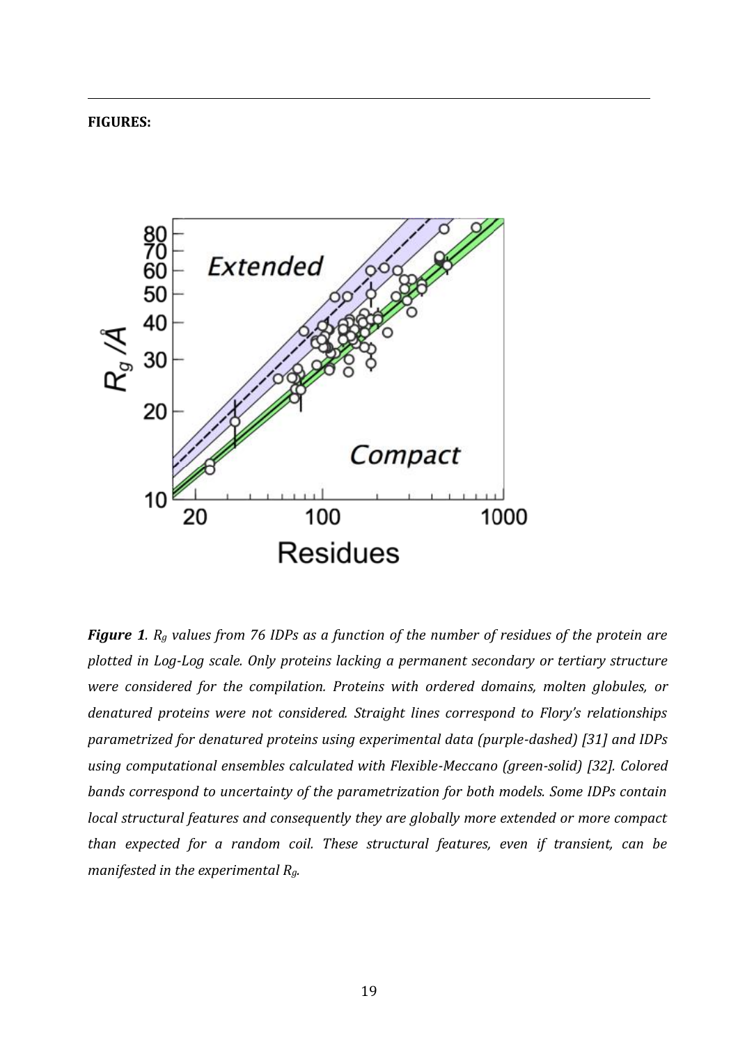**FIGURES:**

***Figure 1****. $R_g$ values from 76 IDPs as a function of the number of residues of the protein are plotted in Log-Log scale. Only proteins lacking a permanent secondary or tertiary structure were considered for the compilation. Proteins with ordered domains, molten globules, or denatured proteins were not considered. Straight lines correspond to Flory's relationships parametrized for denatured proteins using experimental data (purple-dashed) [31] and IDPs using computational ensembles calculated with Flexible-Meccano (green-solid) [32]. Colored bands correspond to uncertainty of the parametrization for both models. Some IDPs contain local structural features and consequently they are globally more extended or more compact than expected for a random coil. These structural features, even if transient, can be manifested in the experimental $R_g$.*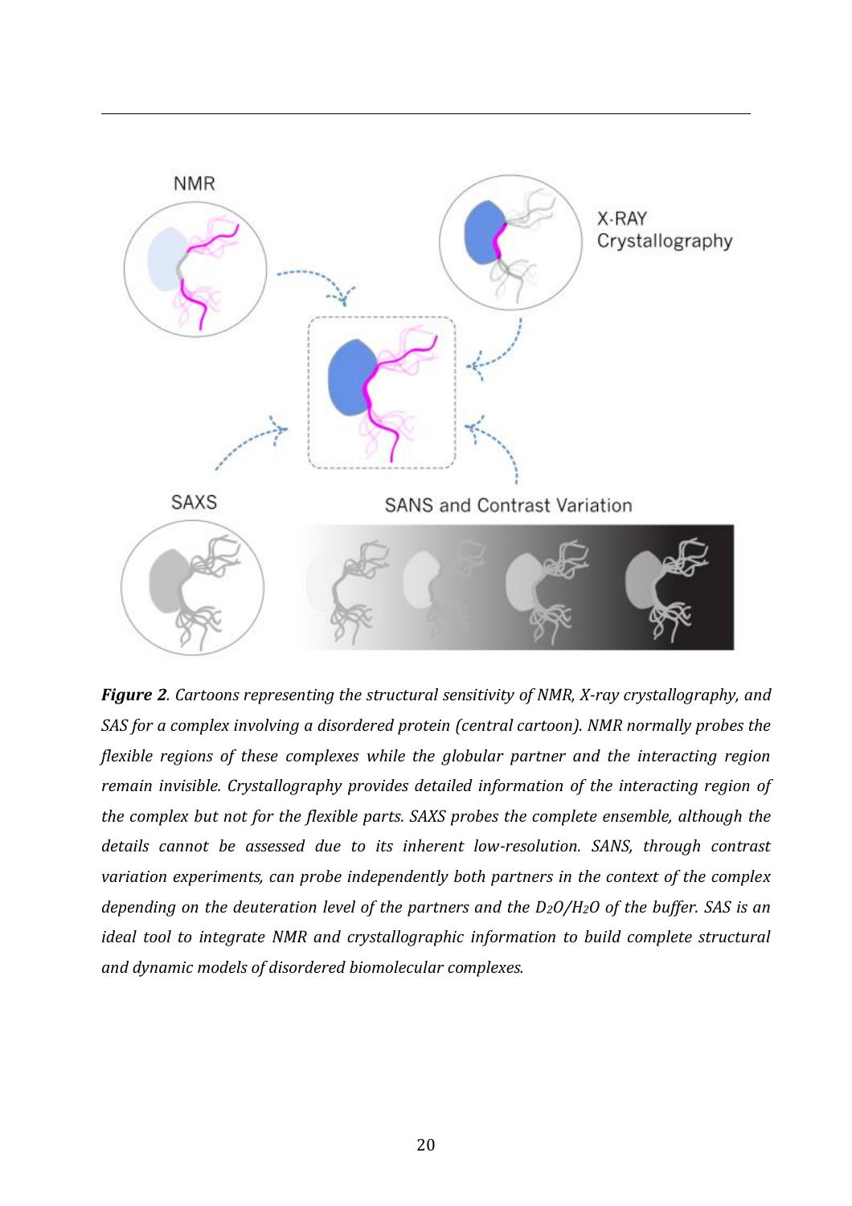***Figure 2**. Cartoons representing the structural sensitivity of NMR, X-ray crystallography, and SAS for a complex involving a disordered protein (central cartoon). NMR normally probes the flexible regions of these complexes while the globular partner and the interacting region remain invisible. Crystallography provides detailed information of the interacting region of the complex but not for the flexible parts. SAXS probes the complete ensemble, although the details cannot be assessed due to its inherent low-resolution. SANS, through contrast variation experiments, can probe independently both partners in the context of the complex depending on the deuteration level of the partners and the $D_2O/H_2O$ of the buffer. SAS is an ideal tool to integrate NMR and crystallographic information to build complete structural and dynamic models of disordered biomolecular complexes.*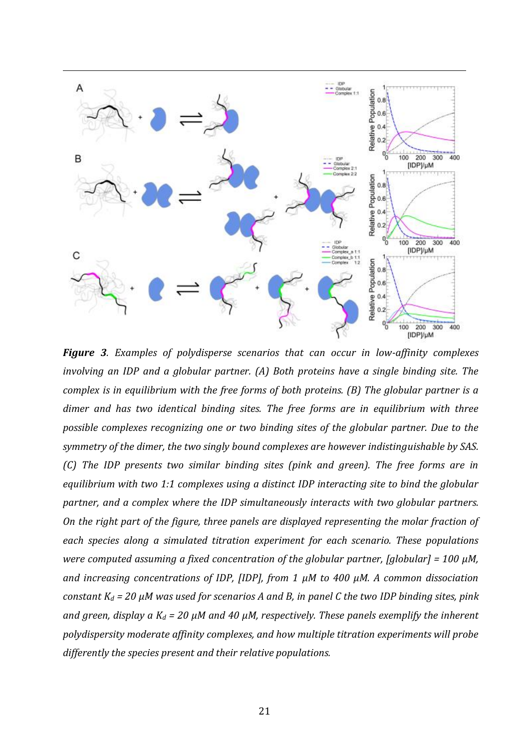A

IDP
Globular
Complex 1:1

Relative Population
1
0.8
0.6
0.4
0.2
0
0 100 200 300 400
[IDP]/μM

B

IDP
Globular
Complex 2:1
Complex 2:2

Relative Population
1
0.8
0.6
0.4
0.2
0
0 100 200 300 400
[IDP]/μM

C

IDP
Globular
Complex_a 1:1
Complex_b 1:1
Complex 1:2

Relative Population
1
0.8
0.6
0.4
0.2
0
0 100 200 300 400
[IDP]/μM

***Figure 3**. Examples of polydisperse scenarios that can occur in low-affinity complexes involving an IDP and a globular partner. (A) Both proteins have a single binding site. The complex is in equilibrium with the free forms of both proteins. (B) The globular partner is a dimer and has two identical binding sites. The free forms are in equilibrium with three possible complexes recognizing one or two binding sites of the globular partner. Due to the symmetry of the dimer, the two singly bound complexes are however indistinguishable by SAS. (C) The IDP presents two similar binding sites (pink and green). The free forms are in equilibrium with two 1:1 complexes using a distinct IDP interacting site to bind the globular partner, and a complex where the IDP simultaneously interacts with two globular partners. On the right part of the figure, three panels are displayed representing the molar fraction of each species along a simulated titration experiment for each scenario. These populations were computed assuming a fixed concentration of the globular partner, [globular] = 100 μM, and increasing concentrations of IDP, [IDP], from 1 μM to 400 μM. A common dissociation constant $K_d$ = 20 μM was used for scenarios A and B, in panel C the two IDP binding sites, pink and green, display a $K_d$ = 20 μM and 40 μM, respectively. These panels exemplify the inherent polydispersity moderate affinity complexes, and how multiple titration experiments will probe differently the species present and their relative populations.*